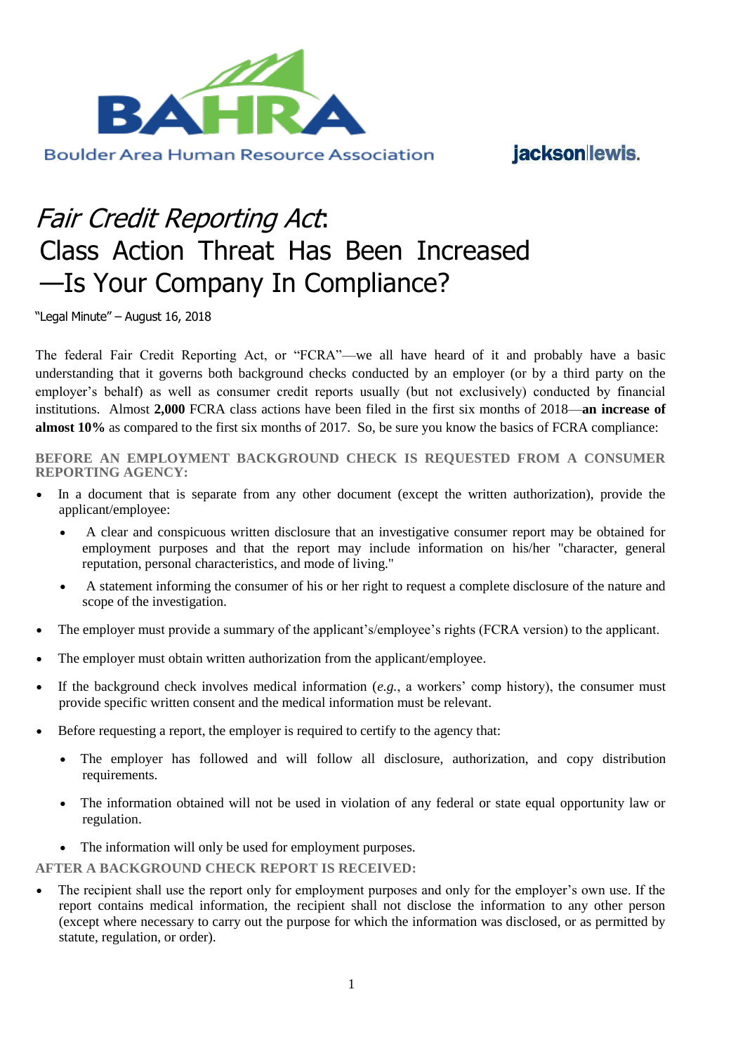Boulder Area Human Resource Association

jackson lewis.

# *Fair Credit Reporting Act*: Class Action Threat Has Been Increased —Is Your Company In Compliance?

"Legal Minute" – August 16, 2018

The federal Fair Credit Reporting Act, or "FCRA"—we all have heard of it and probably have a basic understanding that it governs both background checks conducted by an employer (or by a third party on the employer's behalf) as well as consumer credit reports usually (but not exclusively) conducted by financial institutions. Almost **2,000** FCRA class actions have been filed in the first six months of 2018—**an increase of almost 10%** as compared to the first six months of 2017. So, be sure you know the basics of FCRA compliance:

### BEFORE AN EMPLOYMENT BACKGROUND CHECK IS REQUESTED FROM A CONSUMER REPORTING AGENCY:

- In a document that is separate from any other document (except the written authorization), provide the applicant/employee:
  - A clear and conspicuous written disclosure that an investigative consumer report may be obtained for employment purposes and that the report may include information on his/her "character, general reputation, personal characteristics, and mode of living."
  - A statement informing the consumer of his or her right to request a complete disclosure of the nature and scope of the investigation.
- The employer must provide a summary of the applicant's/employee's rights (FCRA version) to the applicant.
- The employer must obtain written authorization from the applicant/employee.
- If the background check involves medical information (*e.g.*, a workers' comp history), the consumer must provide specific written consent and the medical information must be relevant.
- Before requesting a report, the employer is required to certify to the agency that:
  - The employer has followed and will follow all disclosure, authorization, and copy distribution requirements.
  - The information obtained will not be used in violation of any federal or state equal opportunity law or regulation.
  - The information will only be used for employment purposes.

### AFTER A BACKGROUND CHECK REPORT IS RECEIVED:

- The recipient shall use the report only for employment purposes and only for the employer's own use. If the report contains medical information, the recipient shall not disclose the information to any other person (except where necessary to carry out the purpose for which the information was disclosed, or as permitted by statute, regulation, or order).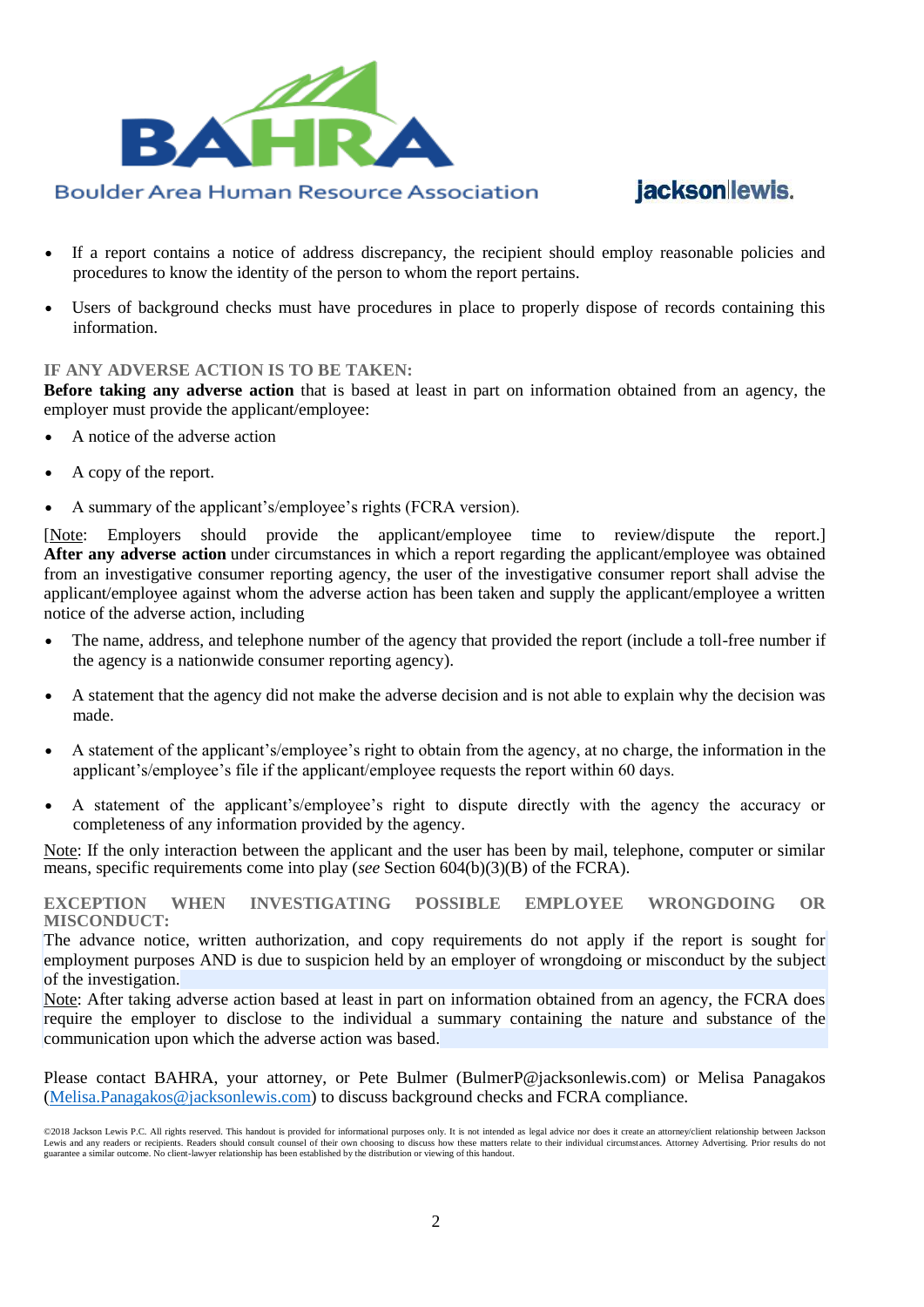- If a report contains a notice of address discrepancy, the recipient should employ reasonable policies and procedures to know the identity of the person to whom the report pertains.
- Users of background checks must have procedures in place to properly dispose of records containing this information.

**IF ANY ADVERSE ACTION IS TO BE TAKEN:**

**Before taking any adverse action** that is based at least in part on information obtained from an agency, the employer must provide the applicant/employee:

- A notice of the adverse action
- A copy of the report.
- A summary of the applicant's/employee's rights (FCRA version).

[Note: Employers should provide the applicant/employee time to review/dispute the report.]

**After any adverse action** under circumstances in which a report regarding the applicant/employee was obtained from an investigative consumer reporting agency, the user of the investigative consumer report shall advise the applicant/employee against whom the adverse action has been taken and supply the applicant/employee a written notice of the adverse action, including

- The name, address, and telephone number of the agency that provided the report (include a toll-free number if the agency is a nationwide consumer reporting agency).
- A statement that the agency did not make the adverse decision and is not able to explain why the decision was made.
- A statement of the applicant's/employee's right to obtain from the agency, at no charge, the information in the applicant's/employee's file if the applicant/employee requests the report within 60 days.
- A statement of the applicant's/employee's right to dispute directly with the agency the accuracy or completeness of any information provided by the agency.

Note: If the only interaction between the applicant and the user has been by mail, telephone, computer or similar means, specific requirements come into play (*see* Section 604(b)(3)(B) of the FCRA).

**EXCEPTION WHEN INVESTIGATING POSSIBLE EMPLOYEE WRONGDOING OR MISCONDUCT:**

The advance notice, written authorization, and copy requirements do not apply if the report is sought for employment purposes AND is due to suspicion held by an employer of wrongdoing or misconduct by the subject of the investigation.

Note: After taking adverse action based at least in part on information obtained from an agency, the FCRA does require the employer to disclose to the individual a summary containing the nature and substance of the communication upon which the adverse action was based.

Please contact BAHRA, your attorney, or Pete Bulmer (BulmerP@jacksonlewis.com) or Melisa Panagakos (Melisa.Panagakos@jacksonlewis.com) to discuss background checks and FCRA compliance.

©2018 Jackson Lewis P.C. All rights reserved. This handout is provided for informational purposes only. It is not intended as legal advice nor does it create an attorney/client relationship between Jackson Lewis and any readers or recipients. Readers should consult counsel of their own choosing to discuss how these matters relate to their individual circumstances. Attorney Advertising. Prior results do not guarantee a similar outcome. No client-lawyer relationship has been established by the distribution or viewing of this handout.